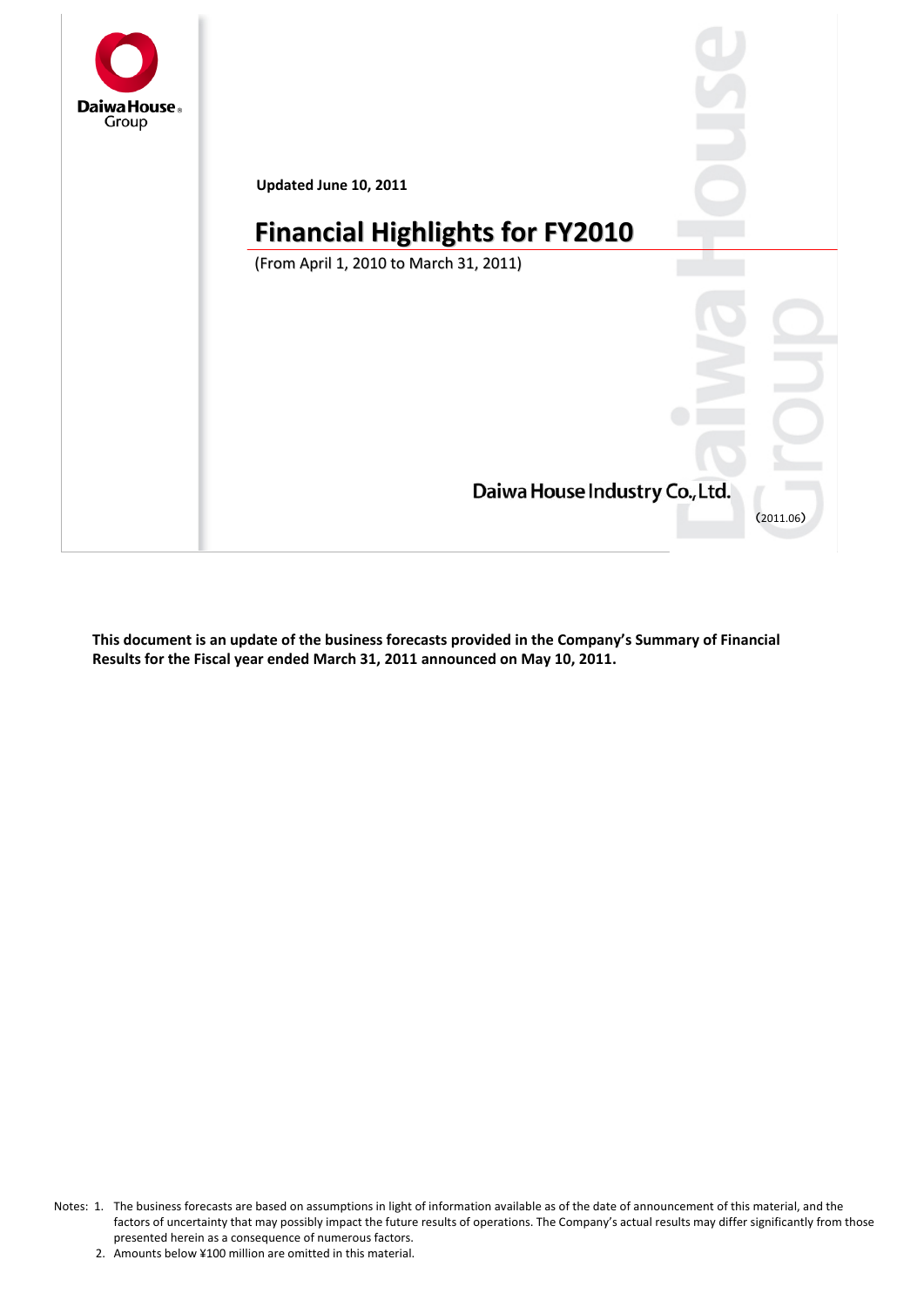Daiwa House Group

**Updated June 10, 2011**

# Financial Highlights for FY2010

(From April 1, 2010 to March 31, 2011)

Daiwa House Industry Co., Ltd.

(2011.06)

**This document is an update of the business forecasts provided in the Company's Summary of Financial Results for the Fiscal year ended March 31, 2011 announced on May 10, 2011.**

Notes:
1. The business forecasts are based on assumptions in light of information available as of the date of announcement of this material, and the factors of uncertainty that may possibly impact the future results of operations. The Company's actual results may differ significantly from those presented herein as a consequence of numerous factors.
2. Amounts below ¥100 million are omitted in this material.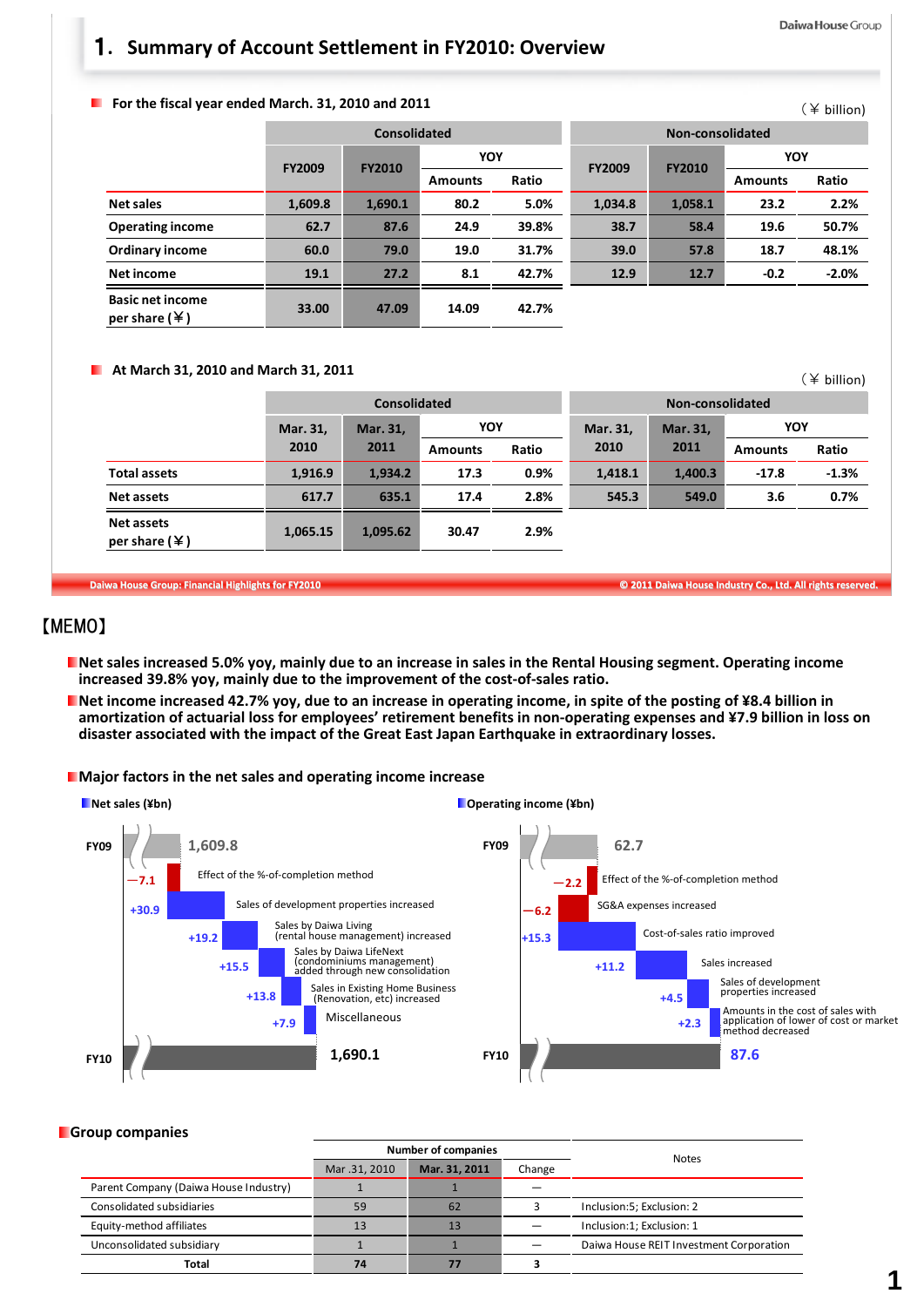# 1. Summary of Account Settlement in FY2010: Overview

■ For the fiscal year ended March. 31, 2010 and 2011

(￥ billion)

| | Consolidated | | | | Non-consolidated | | | |
|---|---|---|---|---|---|---|---|---|
| | FY2009 | FY2010 | YOY | | FY2009 | FY2010 | YOY | |
| | | | Amounts | Ratio | | | Amounts | Ratio |
| Net sales | 1,609.8 | 1,690.1 | 80.2 | 5.0% | 1,034.8 | 1,058.1 | 23.2 | 2.2% |
| Operating income | 62.7 | 87.6 | 24.9 | 39.8% | 38.7 | 58.4 | 19.6 | 50.7% |
| Ordinary income | 60.0 | 79.0 | 19.0 | 31.7% | 39.0 | 57.8 | 18.7 | 48.1% |
| Net income | 19.1 | 27.2 | 8.1 | 42.7% | 12.9 | 12.7 | -0.2 | -2.0% |
| Basic net income per share (￥) | 33.00 | 47.09 | 14.09 | 42.7% | | | | |

■ At March 31, 2010 and March 31, 2011

(￥ billion)

| | Consolidated | | | | Non-consolidated | | | |
|---|---|---|---|---|---|---|---|---|
| | Mar. 31, 2010 | Mar. 31, 2011 | YOY | | Mar. 31, 2010 | Mar. 31, 2011 | YOY | |
| | | | Amounts | Ratio | | | Amounts | Ratio |
| Total assets | 1,916.9 | 1,934.2 | 17.3 | 0.9% | 1,418.1 | 1,400.3 | -17.8 | -1.3% |
| Net assets | 617.7 | 635.1 | 17.4 | 2.8% | 545.3 | 549.0 | 3.6 | 0.7% |
| Net assets per share (￥) | 1,065.15 | 1,095.62 | 30.47 | 2.9% | | | | |

【MEMO】

- Net sales increased 5.0% yoy, mainly due to an increase in sales in the Rental Housing segment. Operating income increased 39.8% yoy, mainly due to the improvement of the cost-of-sales ratio.
- Net income increased 42.7% yoy, due to an increase in operating income, in spite of the posting of ¥8.4 billion in amortization of actuarial loss for employees' retirement benefits in non-operating expenses and ¥7.9 billion in loss on disaster associated with the impact of the Great East Japan Earthquake in extraordinary losses.

■ Major factors in the net sales and operating income increase

**Net sales (¥bn)**

| | Amount | Factor |
|---|---|---|
| FY09 | 1,609.8 | |
| | −7.1 | Effect of the %-of-completion method |
| | +30.9 | Sales of development properties increased |
| | +19.2 | Sales by Daiwa Living (rental house management) increased |
| | +15.5 | Sales by Daiwa LifeNext (condominiums management) added through new consolidation |
| | +13.8 | Sales in Existing Home Business (Renovation, etc) increased |
| | +7.9 | Miscellaneous |
| FY10 | 1,690.1 | |

**Operating income (¥bn)**

| | Amount | Factor |
|---|---|---|
| FY09 | 62.7 | |
| | −2.2 | Effect of the %-of-completion method |
| | −6.2 | SG&A expenses increased |
| | +15.3 | Cost-of-sales ratio improved |
| | +11.2 | Sales increased |
| | +4.5 | Sales of development properties increased |
| | +2.3 | Amounts in the cost of sales with application of lower of cost or market method decreased |
| FY10 | 87.6 | |

■ Group companies

| | Number of companies | | | Notes |
|---|---|---|---|---|
| | Mar .31, 2010 | Mar. 31, 2011 | Change | |
| Parent Company (Daiwa House Industry) | 1 | 1 | — | |
| Consolidated subsidiaries | 59 | 62 | 3 | Inclusion:5; Exclusion: 2 |
| Equity-method affiliates | 13 | 13 | — | Inclusion:1; Exclusion: 1 |
| Unconsolidated subsidiary | 1 | 1 | — | Daiwa House REIT Investment Corporation |
| Total | 74 | 77 | 3 | |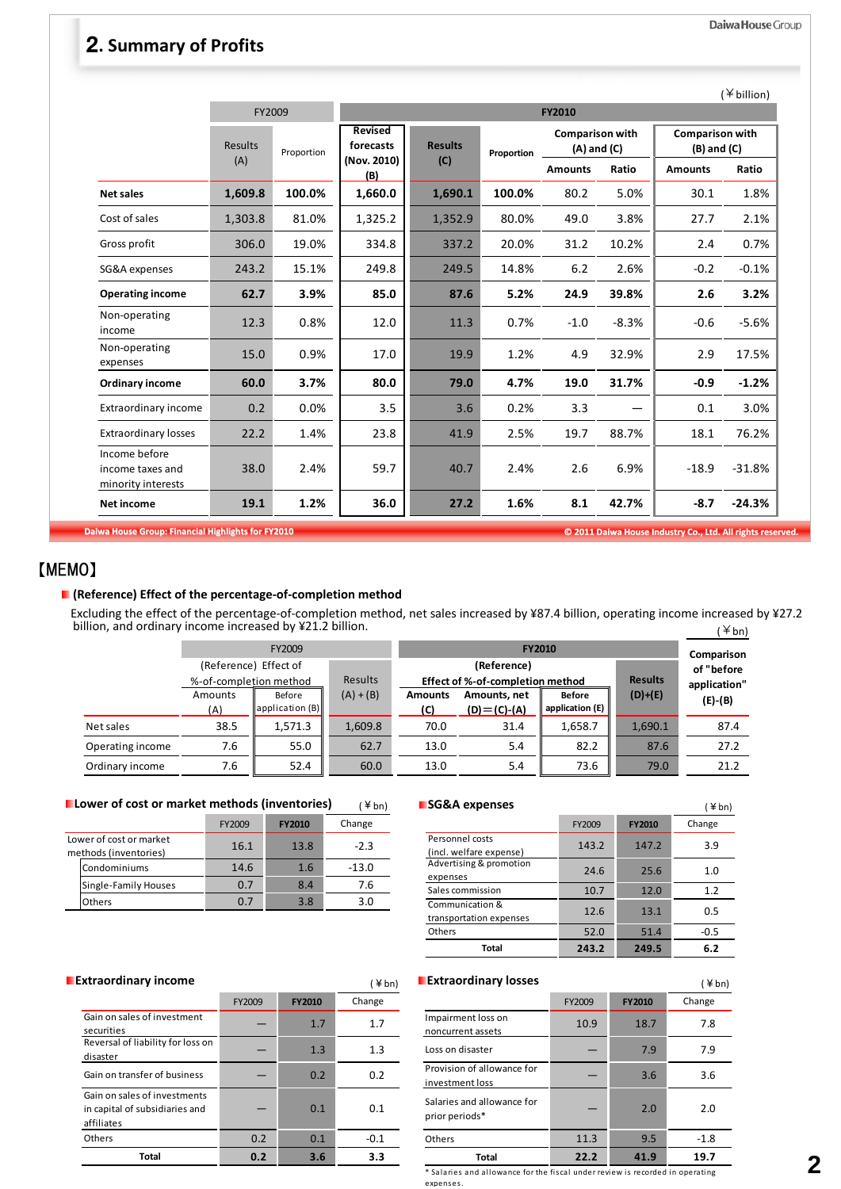## 2. Summary of Profits

(¥ billion)

| | FY2009 | | FY2010 | | | | | | |
|---|---|---|---|---|---|---|---|---|---|
| | Results (A) | Proportion | Revised forecasts (Nov. 2010) (B) | Results (C) | Proportion | Comparison with (A) and (C) | | Comparison with (B) and (C) | |
| | | | | | | Amounts | Ratio | Amounts | Ratio |
| **Net sales** | **1,609.8** | **100.0%** | **1,660.0** | **1,690.1** | **100.0%** | 80.2 | 5.0% | 30.1 | 1.8% |
| Cost of sales | 1,303.8 | 81.0% | 1,325.2 | 1,352.9 | 80.0% | 49.0 | 3.8% | 27.7 | 2.1% |
| Gross profit | 306.0 | 19.0% | 334.8 | 337.2 | 20.0% | 31.2 | 10.2% | 2.4 | 0.7% |
| SG&A expenses | 243.2 | 15.1% | 249.8 | 249.5 | 14.8% | 6.2 | 2.6% | -0.2 | -0.1% |
| **Operating income** | **62.7** | **3.9%** | **85.0** | **87.6** | **5.2%** | **24.9** | **39.8%** | **2.6** | **3.2%** |
| Non-operating income | 12.3 | 0.8% | 12.0 | 11.3 | 0.7% | -1.0 | -8.3% | -0.6 | -5.6% |
| Non-operating expenses | 15.0 | 0.9% | 17.0 | 19.9 | 1.2% | 4.9 | 32.9% | 2.9 | 17.5% |
| **Ordinary income** | **60.0** | **3.7%** | **80.0** | **79.0** | **4.7%** | **19.0** | **31.7%** | **-0.9** | **-1.2%** |
| Extraordinary income | 0.2 | 0.0% | 3.5 | 3.6 | 0.2% | 3.3 | — | 0.1 | 3.0% |
| Extraordinary losses | 22.2 | 1.4% | 23.8 | 41.9 | 2.5% | 19.7 | 88.7% | 18.1 | 76.2% |
| Income before income taxes and minority interests | 38.0 | 2.4% | 59.7 | 40.7 | 2.4% | 2.6 | 6.9% | -18.9 | -31.8% |
| **Net income** | **19.1** | **1.2%** | **36.0** | **27.2** | **1.6%** | **8.1** | **42.7%** | **-8.7** | **-24.3%** |

## 【MEMO】

### (Reference) Effect of the percentage-of-completion method

Excluding the effect of the percentage-of-completion method, net sales increased by ¥87.4 billion, operating income increased by ¥27.2 billion, and ordinary income increased by ¥21.2 billion.

(¥bn)

| | FY2009 | | | FY2010 | | | | |
|---|---|---|---|---|---|---|---|---|
| | (Reference) Effect of %-of-completion method | | Results (A)+(B) | (Reference) Effect of %-of-completion method | | | Results (D)+(E) | Comparison of "before application" (E)-(B) |
| | Amounts (A) | Before application (B) | | Amounts (C) | Amounts, net (D)=(C)-(A) | Before application (E) | | |
| Net sales | 38.5 | 1,571.3 | 1,609.8 | 70.0 | 31.4 | 1,658.7 | 1,690.1 | 87.4 |
| Operating income | 7.6 | 55.0 | 62.7 | 13.0 | 5.4 | 82.2 | 87.6 | 27.2 |
| Ordinary income | 7.6 | 52.4 | 60.0 | 13.0 | 5.4 | 73.6 | 79.0 | 21.2 |

### Lower of cost or market methods (inventories)

(¥bn)

| | FY2009 | FY2010 | Change |
|---|---|---|---|
| Lower of cost or market methods (inventories) | 16.1 | 13.8 | -2.3 |
| Condominiums | 14.6 | 1.6 | -13.0 |
| Single-Family Houses | 0.7 | 8.4 | 7.6 |
| Others | 0.7 | 3.8 | 3.0 |

### SG&A expenses

(¥bn)

| | FY2009 | FY2010 | Change |
|---|---|---|---|
| Personnel costs (incl. welfare expense) | 143.2 | 147.2 | 3.9 |
| Advertising & promotion expenses | 24.6 | 25.6 | 1.0 |
| Sales commission | 10.7 | 12.0 | 1.2 |
| Communication & transportation expenses | 12.6 | 13.1 | 0.5 |
| Others | 52.0 | 51.4 | -0.5 |
| **Total** | **243.2** | **249.5** | **6.2** |

### Extraordinary income

(¥bn)

| | FY2009 | FY2010 | Change |
|---|---|---|---|
| Gain on sales of investment securities | — | 1.7 | 1.7 |
| Reversal of liability for loss on disaster | — | 1.3 | 1.3 |
| Gain on transfer of business | — | 0.2 | 0.2 |
| Gain on sales of investments in capital of subsidiaries and affiliates | — | 0.1 | 0.1 |
| Others | 0.2 | 0.1 | -0.1 |
| **Total** | **0.2** | **3.6** | **3.3** |

### Extraordinary losses

(¥bn)

| | FY2009 | FY2010 | Change |
|---|---|---|---|
| Impairment loss on noncurrent assets | 10.9 | 18.7 | 7.8 |
| Loss on disaster | — | 7.9 | 7.9 |
| Provision of allowance for investment loss | — | 3.6 | 3.6 |
| Salaries and allowance for prior periods* | — | 2.0 | 2.0 |
| Others | 11.3 | 9.5 | -1.8 |
| **Total** | **22.2** | **41.9** | **19.7** |

* Salaries and allowance for the fiscal under review is recorded in operating expenses.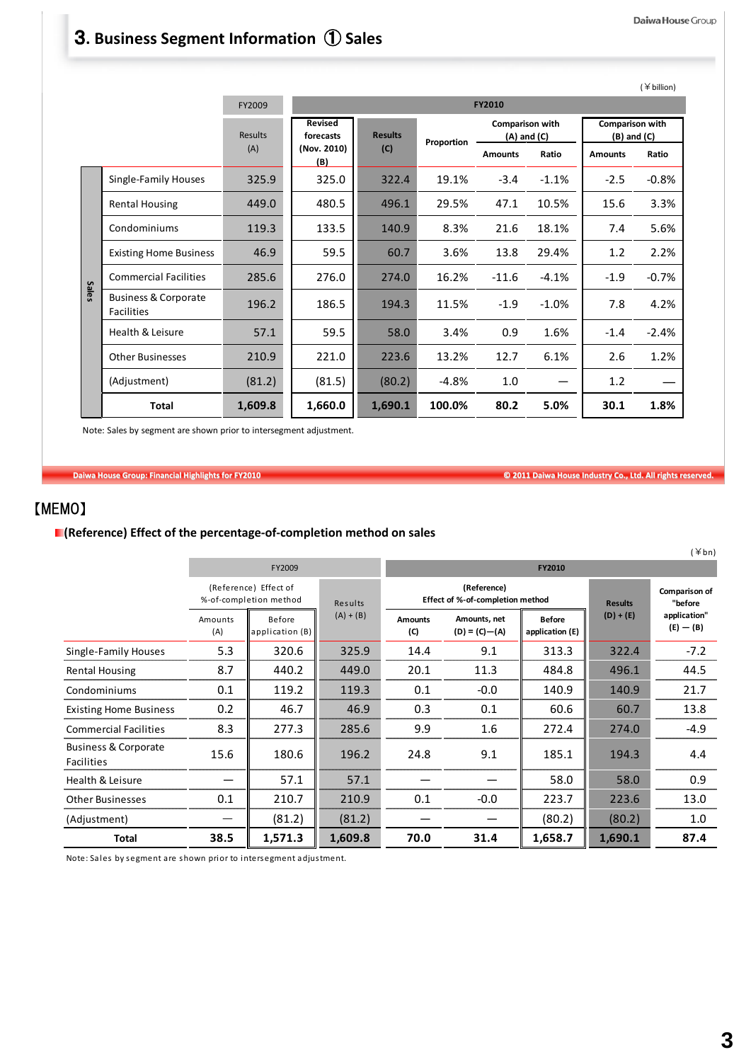# 3. Business Segment Information ① Sales

(￥billion)

| | | FY2009 | FY2010 | | | | | | |
|---|---|---|---|---|---|---|---|---|---|
| | | Results (A) | Revised forecasts (Nov. 2010) (B) | Results (C) | Proportion | Comparison with (A) and (C) | | Comparison with (B) and (C) | |
| | | | | | | Amounts | Ratio | Amounts | Ratio |
| Sales | Single-Family Houses | 325.9 | 325.0 | 322.4 | 19.1% | -3.4 | -1.1% | -2.5 | -0.8% |
| | Rental Housing | 449.0 | 480.5 | 496.1 | 29.5% | 47.1 | 10.5% | 15.6 | 3.3% |
| | Condominiums | 119.3 | 133.5 | 140.9 | 8.3% | 21.6 | 18.1% | 7.4 | 5.6% |
| | Existing Home Business | 46.9 | 59.5 | 60.7 | 3.6% | 13.8 | 29.4% | 1.2 | 2.2% |
| | Commercial Facilities | 285.6 | 276.0 | 274.0 | 16.2% | -11.6 | -4.1% | -1.9 | -0.7% |
| | Business & Corporate Facilities | 196.2 | 186.5 | 194.3 | 11.5% | -1.9 | -1.0% | 7.8 | 4.2% |
| | Health & Leisure | 57.1 | 59.5 | 58.0 | 3.4% | 0.9 | 1.6% | -1.4 | -2.4% |
| | Other Businesses | 210.9 | 221.0 | 223.6 | 13.2% | 12.7 | 6.1% | 2.6 | 1.2% |
| | (Adjustment) | (81.2) | (81.5) | (80.2) | -4.8% | 1.0 | — | 1.2 | — |
| | **Total** | **1,609.8** | **1,660.0** | **1,690.1** | **100.0%** | **80.2** | **5.0%** | **30.1** | **1.8%** |

Note: Sales by segment are shown prior to intersegment adjustment.

【MEMO】

**(Reference) Effect of the percentage-of-completion method on sales**

(￥bn)

| | FY2009 | | | FY2010 | | | | |
|---|---|---|---|---|---|---|---|---|
| | (Reference) Effect of %-of-completion method | | Results (A) + (B) | (Reference) Effect of %-of-completion method | | | Results (D) + (E) | Comparison of "before application" (E) — (B) |
| | Amounts (A) | Before application (B) | | Amounts (C) | Amounts, net (D) = (C)—(A) | Before application (E) | | |
| Single-Family Houses | 5.3 | 320.6 | 325.9 | 14.4 | 9.1 | 313.3 | 322.4 | -7.2 |
| Rental Housing | 8.7 | 440.2 | 449.0 | 20.1 | 11.3 | 484.8 | 496.1 | 44.5 |
| Condominiums | 0.1 | 119.2 | 119.3 | 0.1 | -0.0 | 140.9 | 140.9 | 21.7 |
| Existing Home Business | 0.2 | 46.7 | 46.9 | 0.3 | 0.1 | 60.6 | 60.7 | 13.8 |
| Commercial Facilities | 8.3 | 277.3 | 285.6 | 9.9 | 1.6 | 272.4 | 274.0 | -4.9 |
| Business & Corporate Facilities | 15.6 | 180.6 | 196.2 | 24.8 | 9.1 | 185.1 | 194.3 | 4.4 |
| Health & Leisure | — | 57.1 | 57.1 | — | — | 58.0 | 58.0 | 0.9 |
| Other Businesses | 0.1 | 210.7 | 210.9 | 0.1 | -0.0 | 223.7 | 223.6 | 13.0 |
| (Adjustment) | — | (81.2) | (81.2) | — | — | (80.2) | (80.2) | 1.0 |
| **Total** | **38.5** | **1,571.3** | **1,609.8** | **70.0** | **31.4** | **1,658.7** | **1,690.1** | **87.4** |

Note: Sales by segment are shown prior to intersegment adjustment.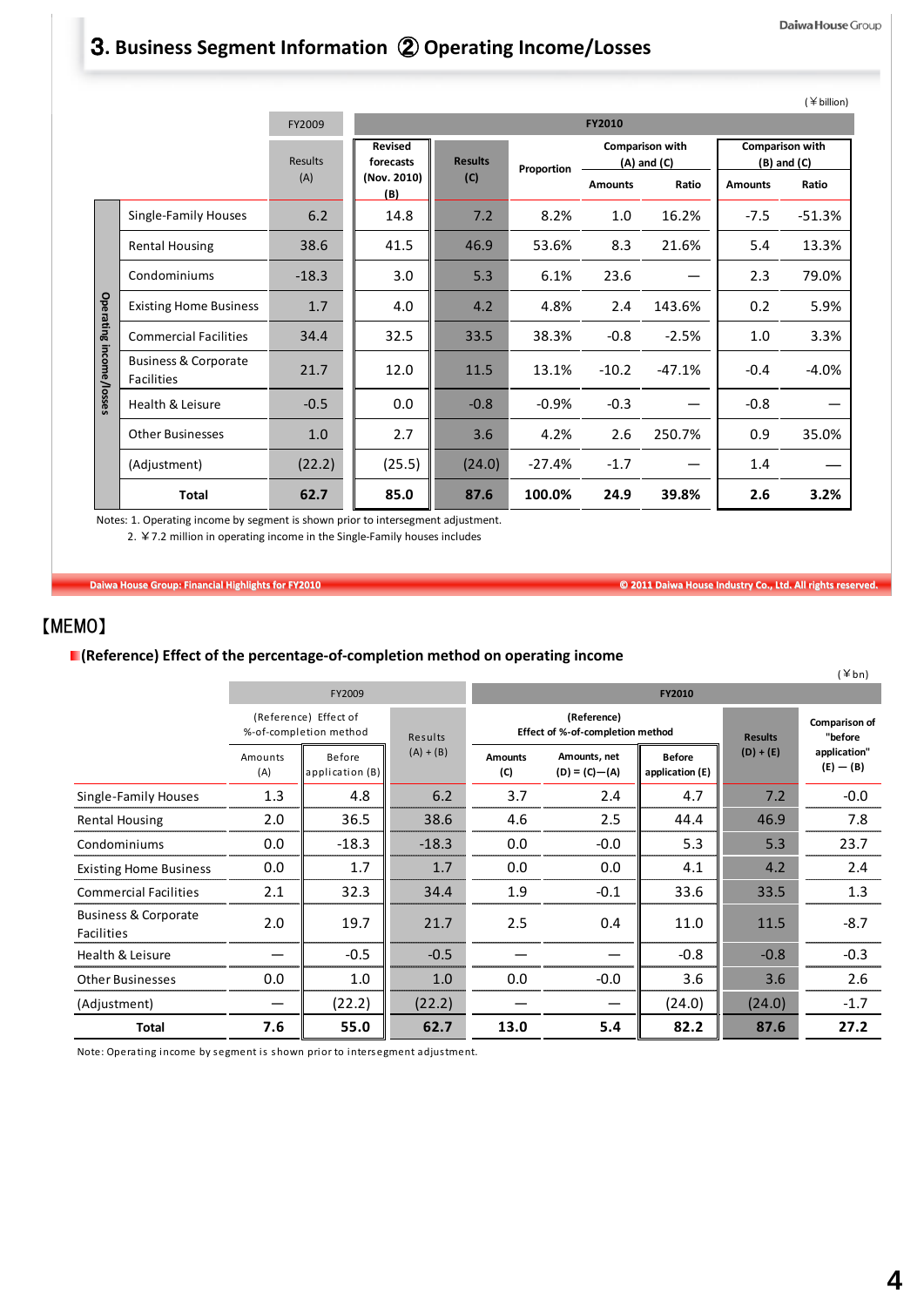# 3. Business Segment Information ② Operating Income/Losses

(￥billion)

| | | FY2009 | FY2010 | | | | | | |
|---|---|---|---|---|---|---|---|---|---|
| | | Results (A) | Revised forecasts (Nov. 2010) (B) | Results (C) | Proportion | Comparison with (A) and (C) | | Comparison with (B) and (C) | |
| | | | | | | Amounts | Ratio | Amounts | Ratio |
| Operating income/losses | Single-Family Houses | 6.2 | 14.8 | 7.2 | 8.2% | 1.0 | 16.2% | -7.5 | -51.3% |
| | Rental Housing | 38.6 | 41.5 | 46.9 | 53.6% | 8.3 | 21.6% | 5.4 | 13.3% |
| | Condominiums | -18.3 | 3.0 | 5.3 | 6.1% | 23.6 | — | 2.3 | 79.0% |
| | Existing Home Business | 1.7 | 4.0 | 4.2 | 4.8% | 2.4 | 143.6% | 0.2 | 5.9% |
| | Commercial Facilities | 34.4 | 32.5 | 33.5 | 38.3% | -0.8 | -2.5% | 1.0 | 3.3% |
| | Business & Corporate Facilities | 21.7 | 12.0 | 11.5 | 13.1% | -10.2 | -47.1% | -0.4 | -4.0% |
| | Health & Leisure | -0.5 | 0.0 | -0.8 | -0.9% | -0.3 | — | -0.8 | — |
| | Other Businesses | 1.0 | 2.7 | 3.6 | 4.2% | 2.6 | 250.7% | 0.9 | 35.0% |
| | (Adjustment) | (22.2) | (25.5) | (24.0) | -27.4% | -1.7 | — | 1.4 | — |
| | **Total** | **62.7** | **85.0** | **87.6** | **100.0%** | **24.9** | **39.8%** | **2.6** | **3.2%** |

Notes: 1. Operating income by segment is shown prior to intersegment adjustment.
2. ￥7.2 million in operating income in the Single-Family houses includes

【MEMO】

## (Reference) Effect of the percentage-of-completion method on operating income

(￥bn)

| | FY2009 | | | FY2010 | | | | |
|---|---|---|---|---|---|---|---|---|
| | (Reference) Effect of %-of-completion method | | Results (A) + (B) | (Reference) Effect of %-of-completion method | | | Results (D) + (E) | Comparison of "before application" (E) — (B) |
| | Amounts (A) | Before application (B) | | Amounts (C) | Amounts, net (D) = (C)—(A) | Before application (E) | | |
| Single-Family Houses | 1.3 | 4.8 | 6.2 | 3.7 | 2.4 | 4.7 | 7.2 | -0.0 |
| Rental Housing | 2.0 | 36.5 | 38.6 | 4.6 | 2.5 | 44.4 | 46.9 | 7.8 |
| Condominiums | 0.0 | -18.3 | -18.3 | 0.0 | -0.0 | 5.3 | 5.3 | 23.7 |
| Existing Home Business | 0.0 | 1.7 | 1.7 | 0.0 | 0.0 | 4.1 | 4.2 | 2.4 |
| Commercial Facilities | 2.1 | 32.3 | 34.4 | 1.9 | -0.1 | 33.6 | 33.5 | 1.3 |
| Business & Corporate Facilities | 2.0 | 19.7 | 21.7 | 2.5 | 0.4 | 11.0 | 11.5 | -8.7 |
| Health & Leisure | — | -0.5 | -0.5 | — | — | -0.8 | -0.8 | -0.3 |
| Other Businesses | 0.0 | 1.0 | 1.0 | 0.0 | -0.0 | 3.6 | 3.6 | 2.6 |
| (Adjustment) | — | (22.2) | (22.2) | — | — | (24.0) | (24.0) | -1.7 |
| **Total** | **7.6** | **55.0** | **62.7** | **13.0** | **5.4** | **82.2** | **87.6** | **27.2** |

Note: Operating income by segment is shown prior to intersegment adjustment.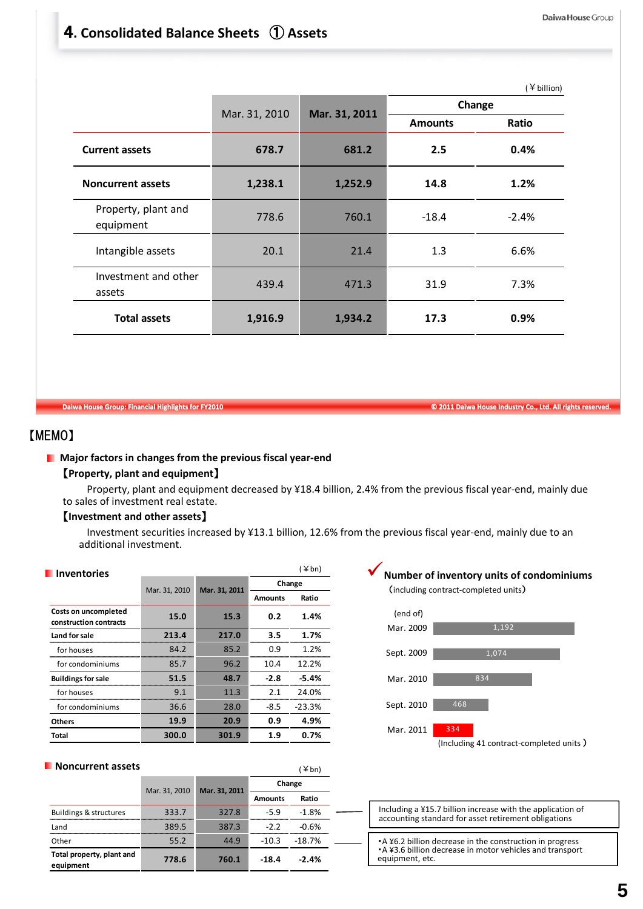# 4. Consolidated Balance Sheets ① Assets

(￥billion)

| | Mar. 31, 2010 | Mar. 31, 2011 | Change | |
|---|---|---|---|---|
| | | | Amounts | Ratio |
| **Current assets** | **678.7** | **681.2** | **2.5** | **0.4%** |
| **Noncurrent assets** | **1,238.1** | **1,252.9** | **14.8** | **1.2%** |
| Property, plant and equipment | 778.6 | 760.1 | -18.4 | -2.4% |
| Intangible assets | 20.1 | 21.4 | 1.3 | 6.6% |
| Investment and other assets | 439.4 | 471.3 | 31.9 | 7.3% |
| **Total assets** | **1,916.9** | **1,934.2** | **17.3** | **0.9%** |

【MEMO】

- **Major factors in changes from the previous fiscal year-end**

**【Property, plant and equipment】**

Property, plant and equipment decreased by ¥18.4 billion, 2.4% from the previous fiscal year-end, mainly due to sales of investment real estate.

**【Investment and other assets】**

Investment securities increased by ¥13.1 billion, 12.6% from the previous fiscal year-end, mainly due to an additional investment.

## Inventories

(￥bn)

| | Mar. 31, 2010 | Mar. 31, 2011 | Change | |
|---|---|---|---|---|
| | | | Amounts | Ratio |
| **Costs on uncompleted construction contracts** | **15.0** | **15.3** | **0.2** | **1.4%** |
| **Land for sale** | **213.4** | **217.0** | **3.5** | **1.7%** |
| for houses | 84.2 | 85.2 | 0.9 | 1.2% |
| for condominiums | 85.7 | 96.2 | 10.4 | 12.2% |
| **Buildings for sale** | **51.5** | **48.7** | **-2.8** | **-5.4%** |
| for houses | 9.1 | 11.3 | 2.1 | 24.0% |
| for condominiums | 36.6 | 28.0 | -8.5 | -23.3% |
| **Others** | **19.9** | **20.9** | **0.9** | **4.9%** |
| **Total** | **300.0** | **301.9** | **1.9** | **0.7%** |

## Number of inventory units of condominiums

(including contract-completed units)

| (end of) | Units |
|---|---|
| Mar. 2009 | 1,192 |
| Sept. 2009 | 1,074 |
| Mar. 2010 | 834 |
| Sept. 2010 | 468 |
| Mar. 2011 | 334 |

(Including 41 contract-completed units)

## Noncurrent assets

(￥bn)

| | Mar. 31, 2010 | Mar. 31, 2011 | Change | |
|---|---|---|---|---|
| | | | Amounts | Ratio |
| Buildings & structures | 333.7 | 327.8 | -5.9 | -1.8% |
| Land | 389.5 | 387.3 | -2.2 | -0.6% |
| Other | 55.2 | 44.9 | -10.3 | -18.7% |
| **Total property, plant and equipment** | **778.6** | **760.1** | **-18.4** | **-2.4%** |

Buildings & structures: Including a ¥15.7 billion increase with the application of accounting standard for asset retirement obligations

Other:
- A ¥6.2 billion decrease in the construction in progress
- A ¥3.6 billion decrease in motor vehicles and transport equipment, etc.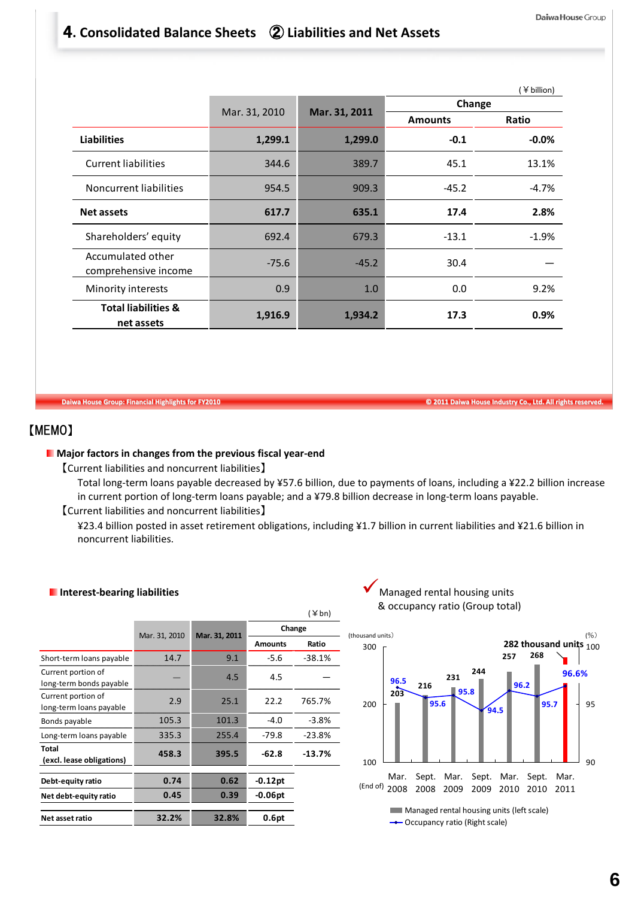# 4. Consolidated Balance Sheets ② Liabilities and Net Assets

(￥billion)

| | Mar. 31, 2010 | Mar. 31, 2011 | Change | |
|---|---|---|---|---|
| | | | Amounts | Ratio |
| **Liabilities** | **1,299.1** | **1,299.0** | **-0.1** | **-0.0%** |
| Current liabilities | 344.6 | 389.7 | 45.1 | 13.1% |
| Noncurrent liabilities | 954.5 | 909.3 | -45.2 | -4.7% |
| **Net assets** | **617.7** | **635.1** | **17.4** | **2.8%** |
| Shareholders' equity | 692.4 | 679.3 | -13.1 | -1.9% |
| Accumulated other comprehensive income | -75.6 | -45.2 | 30.4 | — |
| Minority interests | 0.9 | 1.0 | 0.0 | 9.2% |
| **Total liabilities & net assets** | **1,916.9** | **1,934.2** | **17.3** | **0.9%** |

【MEMO】

**Major factors in changes from the previous fiscal year-end**

【Current liabilities and noncurrent liabilities】

Total long-term loans payable decreased by ¥57.6 billion, due to payments of loans, including a ¥22.2 billion increase in current portion of long-term loans payable; and a ¥79.8 billion decrease in long-term loans payable.

【Current liabilities and noncurrent liabilities】

¥23.4 billion posted in asset retirement obligations, including ¥1.7 billion in current liabilities and ¥21.6 billion in noncurrent liabilities.

**Interest-bearing liabilities**

(￥bn)

| | Mar. 31, 2010 | Mar. 31, 2011 | Change | |
|---|---|---|---|---|
| | | | Amounts | Ratio |
| Short-term loans payable | 14.7 | 9.1 | -5.6 | -38.1% |
| Current portion of long-term bonds payable | — | 4.5 | 4.5 | — |
| Current portion of long-term loans payable | 2.9 | 25.1 | 22.2 | 765.7% |
| Bonds payable | 105.3 | 101.3 | -4.0 | -3.8% |
| Long-term loans payable | 335.3 | 255.4 | -79.8 | -23.8% |
| **Total (excl. lease obligations)** | **458.3** | **395.5** | **-62.8** | **-13.7%** |
| **Debt-equity ratio** | **0.74** | **0.62** | **-0.12pt** | |
| **Net debt-equity ratio** | **0.45** | **0.39** | **-0.06pt** | |
| **Net asset ratio** | **32.2%** | **32.8%** | **0.6pt** | |

Managed rental housing units & occupancy ratio (Group total)

(thousand units) / (%)

| (End of) | Mar. 2008 | Sept. 2008 | Mar. 2009 | Sept. 2009 | Mar. 2010 | Sept. 2010 | Mar. 2011 |
|---|---|---|---|---|---|---|---|
| Managed rental housing units (left scale) | 203 | 216 | 231 | 244 | 257 | 268 | 282 thousand units |
| Occupancy ratio (Right scale) | 96.5 | 95.6 | 95.8 | 94.5 | 96.2 | 95.7 | 96.6% |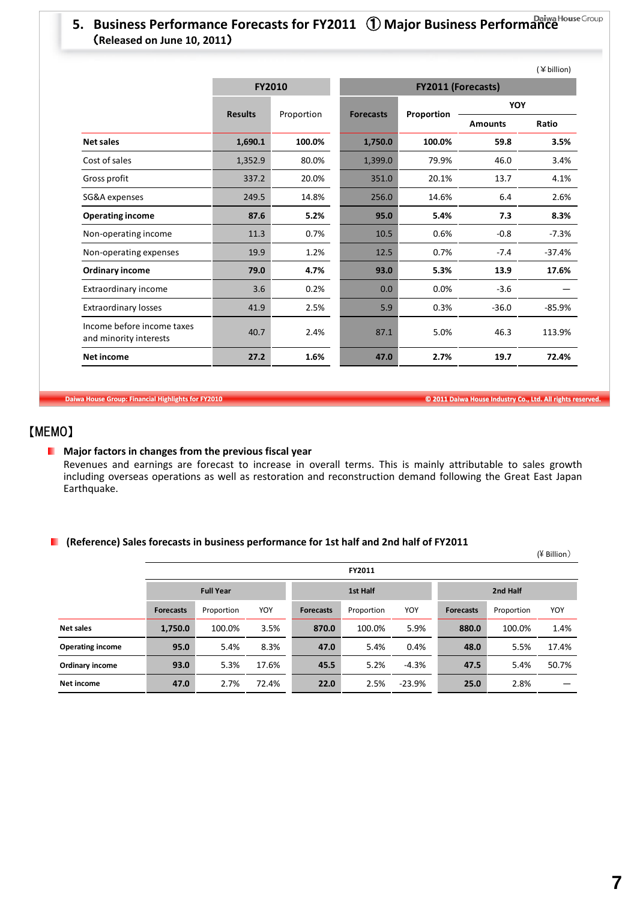## 5. Business Performance Forecasts for FY2011 ① Major Business Performance

**(Released on June 10, 2011)**

(¥ billion)

| | FY2010 | | FY2011 (Forecasts) | | | |
|---|---|---|---|---|---|---|
| | Results | Proportion | Forecasts | Proportion | YOY | |
| | | | | | Amounts | Ratio |
| **Net sales** | **1,690.1** | **100.0%** | **1,750.0** | **100.0%** | **59.8** | **3.5%** |
| Cost of sales | 1,352.9 | 80.0% | 1,399.0 | 79.9% | 46.0 | 3.4% |
| Gross profit | 337.2 | 20.0% | 351.0 | 20.1% | 13.7 | 4.1% |
| SG&A expenses | 249.5 | 14.8% | 256.0 | 14.6% | 6.4 | 2.6% |
| **Operating income** | **87.6** | **5.2%** | **95.0** | **5.4%** | **7.3** | **8.3%** |
| Non-operating income | 11.3 | 0.7% | 10.5 | 0.6% | -0.8 | -7.3% |
| Non-operating expenses | 19.9 | 1.2% | 12.5 | 0.7% | -7.4 | -37.4% |
| **Ordinary income** | **79.0** | **4.7%** | **93.0** | **5.3%** | **13.9** | **17.6%** |
| Extraordinary income | 3.6 | 0.2% | 0.0 | 0.0% | -3.6 | — |
| Extraordinary losses | 41.9 | 2.5% | 5.9 | 0.3% | -36.0 | -85.9% |
| Income before income taxes and minority interests | 40.7 | 2.4% | 87.1 | 5.0% | 46.3 | 113.9% |
| **Net income** | **27.2** | **1.6%** | **47.0** | **2.7%** | **19.7** | **72.4%** |

【MEMO】

- **Major factors in changes from the previous fiscal year**
  Revenues and earnings are forecast to increase in overall terms. This is mainly attributable to sales growth including overseas operations as well as restoration and reconstruction demand following the Great East Japan Earthquake.

- **(Reference) Sales forecasts in business performance for 1st half and 2nd half of FY2011**

(¥ Billion)

| | FY2011 | | | | | | | | |
|---|---|---|---|---|---|---|---|---|---|
| | Full Year | | | 1st Half | | | 2nd Half | | |
| | Forecasts | Proportion | YOY | Forecasts | Proportion | YOY | Forecasts | Proportion | YOY |
| **Net sales** | **1,750.0** | 100.0% | 3.5% | **870.0** | 100.0% | 5.9% | **880.0** | 100.0% | 1.4% |
| **Operating income** | **95.0** | 5.4% | 8.3% | **47.0** | 5.4% | 0.4% | **48.0** | 5.5% | 17.4% |
| **Ordinary income** | **93.0** | 5.3% | 17.6% | **45.5** | 5.2% | -4.3% | **47.5** | 5.4% | 50.7% |
| **Net income** | **47.0** | 2.7% | 72.4% | **22.0** | 2.5% | -23.9% | **25.0** | 2.8% | — |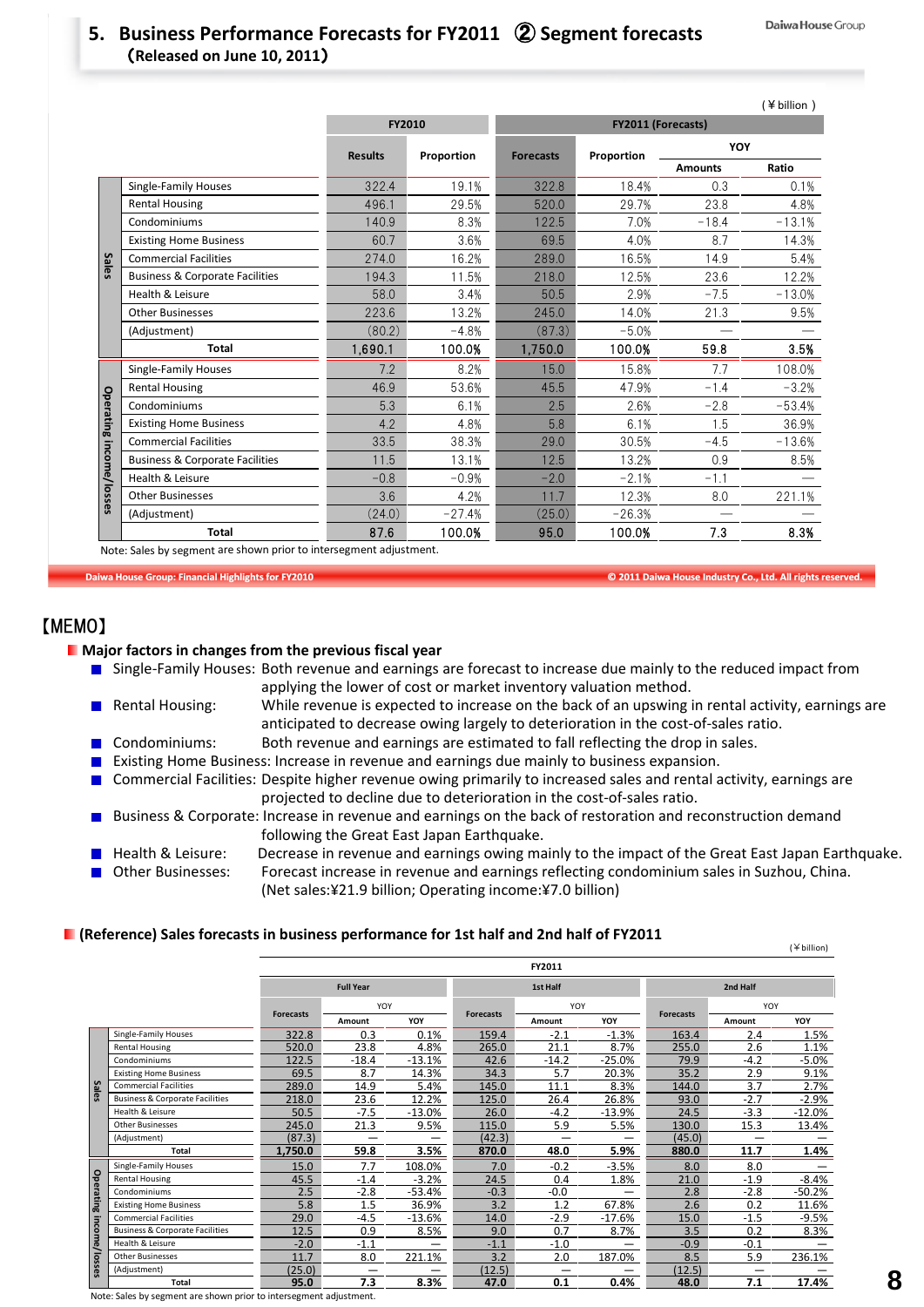# 5. Business Performance Forecasts for FY2011 ② Segment forecasts
(Released on June 10, 2011)

(¥ billion)

| | | FY2010 | | FY2011 (Forecasts) | | | |
|---|---|---|---|---|---|---|---|
| | | Results | Proportion | Forecasts | Proportion | YOY Amounts | YOY Ratio |
| Sales | Single-Family Houses | 322.4 | 19.1% | 322.8 | 18.4% | 0.3 | 0.1% |
| | Rental Housing | 496.1 | 29.5% | 520.0 | 29.7% | 23.8 | 4.8% |
| | Condominiums | 140.9 | 8.3% | 122.5 | 7.0% | −18.4 | −13.1% |
| | Existing Home Business | 60.7 | 3.6% | 69.5 | 4.0% | 8.7 | 14.3% |
| | Commercial Facilities | 274.0 | 16.2% | 289.0 | 16.5% | 14.9 | 5.4% |
| | Business & Corporate Facilities | 194.3 | 11.5% | 218.0 | 12.5% | 23.6 | 12.2% |
| | Health & Leisure | 58.0 | 3.4% | 50.5 | 2.9% | −7.5 | −13.0% |
| | Other Businesses | 223.6 | 13.2% | 245.0 | 14.0% | 21.3 | 9.5% |
| | (Adjustment) | (80.2) | −4.8% | (87.3) | −5.0% | — | — |
| | Total | 1,690.1 | 100.0% | 1,750.0 | 100.0% | 59.8 | 3.5% |
| Operating income/losses | Single-Family Houses | 7.2 | 8.2% | 15.0 | 15.8% | 7.7 | 108.0% |
| | Rental Housing | 46.9 | 53.6% | 45.5 | 47.9% | −1.4 | −3.2% |
| | Condominiums | 5.3 | 6.1% | 2.5 | 2.6% | −2.8 | −53.4% |
| | Existing Home Business | 4.2 | 4.8% | 5.8 | 6.1% | 1.5 | 36.9% |
| | Commercial Facilities | 33.5 | 38.3% | 29.0 | 30.5% | −4.5 | −13.6% |
| | Business & Corporate Facilities | 11.5 | 13.1% | 12.5 | 13.2% | 0.9 | 8.5% |
| | Health & Leisure | −0.8 | −0.9% | −2.0 | −2.1% | −1.1 | — |
| | Other Businesses | 3.6 | 4.2% | 11.7 | 12.3% | 8.0 | 221.1% |
| | (Adjustment) | (24.0) | −27.4% | (25.0) | −26.3% | — | — |
| | Total | 87.6 | 100.0% | 95.0 | 100.0% | 7.3 | 8.3% |

Note: Sales by segment are shown prior to intersegment adjustment.

## 【MEMO】

### Major factors in changes from the previous fiscal year

- **Single-Family Houses:** Both revenue and earnings are forecast to increase due mainly to the reduced impact from applying the lower of cost or market inventory valuation method.
- **Rental Housing:** While revenue is expected to increase on the back of an upswing in rental activity, earnings are anticipated to decrease owing largely to deterioration in the cost-of-sales ratio.
- **Condominiums:** Both revenue and earnings are estimated to fall reflecting the drop in sales.
- **Existing Home Business:** Increase in revenue and earnings due mainly to business expansion.
- **Commercial Facilities:** Despite higher revenue owing primarily to increased sales and rental activity, earnings are projected to decline due to deterioration in the cost-of-sales ratio.
- **Business & Corporate:** Increase in revenue and earnings on the back of restoration and reconstruction demand following the Great East Japan Earthquake.
- **Health & Leisure:** Decrease in revenue and earnings owing mainly to the impact of the Great East Japan Earthquake.
- **Other Businesses:** Forecast increase in revenue and earnings reflecting condominium sales in Suzhou, China. (Net sales:¥21.9 billion; Operating income:¥7.0 billion)

### (Reference) Sales forecasts in business performance for 1st half and 2nd half of FY2011

(¥ billion)

| | | FY2011 Full Year Forecasts | Full Year YOY Amount | Full Year YOY | 1st Half Forecasts | 1st Half YOY Amount | 1st Half YOY | 2nd Half Forecasts | 2nd Half YOY Amount | 2nd Half YOY |
|---|---|---|---|---|---|---|---|---|---|---|
| Sales | Single-Family Houses | 322.8 | 0.3 | 0.1% | 159.4 | −2.1 | −1.3% | 163.4 | 2.4 | 1.5% |
| | Rental Housing | 520.0 | 23.8 | 4.8% | 265.0 | 21.1 | 8.7% | 255.0 | 2.6 | 1.1% |
| | Condominiums | 122.5 | −18.4 | −13.1% | 42.6 | −14.2 | −25.0% | 79.9 | −4.2 | −5.0% |
| | Existing Home Business | 69.5 | 8.7 | 14.3% | 34.3 | 5.7 | 20.3% | 35.2 | 2.9 | 9.1% |
| | Commercial Facilities | 289.0 | 14.9 | 5.4% | 145.0 | 11.1 | 8.3% | 144.0 | 3.7 | 2.7% |
| | Business & Corporate Facilities | 218.0 | 23.6 | 12.2% | 125.0 | 26.4 | 26.8% | 93.0 | −2.7 | −2.9% |
| | Health & Leisure | 50.5 | −7.5 | −13.0% | 26.0 | −4.2 | −13.9% | 24.5 | −3.3 | −12.0% |
| | Other Businesses | 245.0 | 21.3 | 9.5% | 115.0 | 5.9 | 5.5% | 130.0 | 15.3 | 13.4% |
| | (Adjustment) | (87.3) | — | — | (42.3) | — | — | (45.0) | — | — |
| | Total | 1,750.0 | 59.8 | 3.5% | 870.0 | 48.0 | 5.9% | 880.0 | 11.7 | 1.4% |
| Operating income/losses | Single-Family Houses | 15.0 | 7.7 | 108.0% | 7.0 | −0.2 | −3.5% | 8.0 | 8.0 | — |
| | Rental Housing | 45.5 | −1.4 | −3.2% | 24.5 | 0.4 | 1.8% | 21.0 | −1.9 | −8.4% |
| | Condominiums | 2.5 | −2.8 | −53.4% | −0.3 | −0.0 | — | 2.8 | −2.8 | −50.2% |
| | Existing Home Business | 5.8 | 1.5 | 36.9% | 3.2 | 1.2 | 67.8% | 2.6 | 0.2 | 11.6% |
| | Commercial Facilities | 29.0 | −4.5 | −13.6% | 14.0 | −2.9 | −17.6% | 15.0 | −1.5 | −9.5% |
| | Business & Corporate Facilities | 12.5 | 0.9 | 8.5% | 9.0 | 0.7 | 8.7% | 3.5 | 0.2 | 8.3% |
| | Health & Leisure | −2.0 | −1.1 | — | −1.1 | −1.0 | — | −0.9 | −0.1 | — |
| | Other Businesses | 11.7 | 8.0 | 221.1% | 3.2 | 2.0 | 187.0% | 8.5 | 5.9 | 236.1% |
| | (Adjustment) | (25.0) | — | — | (12.5) | — | — | (12.5) | — | — |
| | Total | 95.0 | 7.3 | 8.3% | 47.0 | 0.1 | 0.4% | 48.0 | 7.1 | 17.4% |

Note: Sales by segment are shown prior to intersegment adjustment.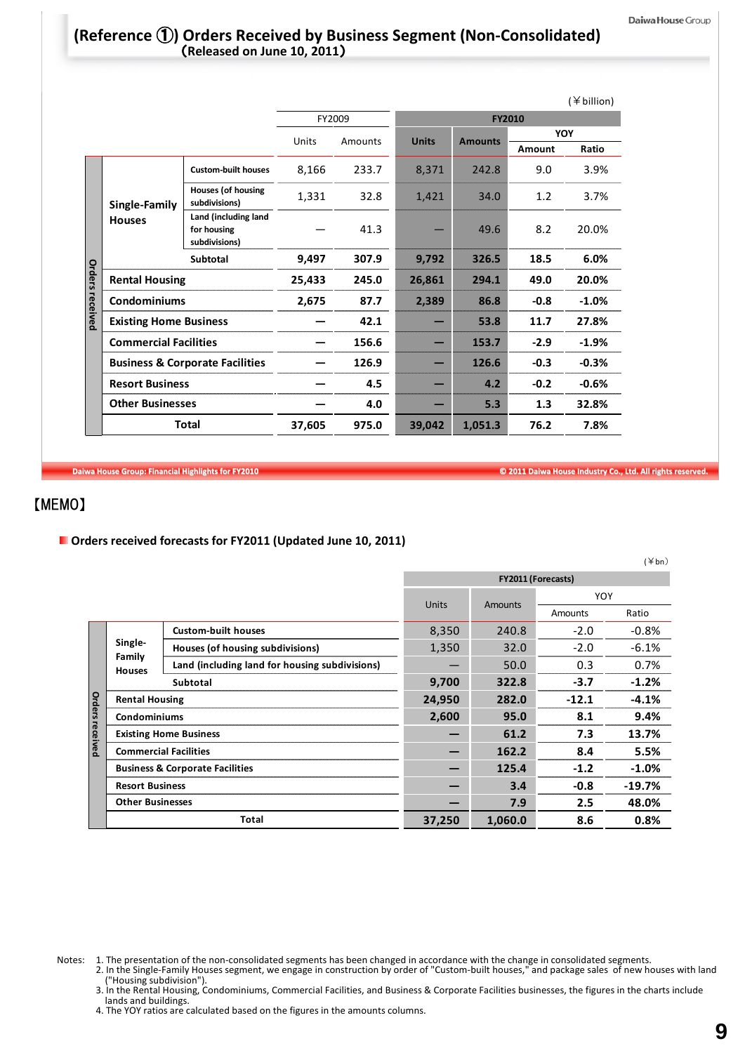# (Reference ①) Orders Received by Business Segment (Non-Consolidated)

(Released on June 10, 2011)

(￥billion)

| | | | FY2009 | | FY2010 | | | |
|---|---|---|---|---|---|---|---|---|
| | | | Units | Amounts | Units | Amounts | YOY Amount | YOY Ratio |
| Orders received | Single-Family Houses | Custom-built houses | 8,166 | 233.7 | 8,371 | 242.8 | 9.0 | 3.9% |
| | | Houses (of housing subdivisions) | 1,331 | 32.8 | 1,421 | 34.0 | 1.2 | 3.7% |
| | | Land (including land for housing subdivisions) | — | 41.3 | — | 49.6 | 8.2 | 20.0% |
| | | Subtotal | 9,497 | 307.9 | 9,792 | 326.5 | 18.5 | 6.0% |
| | Rental Housing | | 25,433 | 245.0 | 26,861 | 294.1 | 49.0 | 20.0% |
| | Condominiums | | 2,675 | 87.7 | 2,389 | 86.8 | -0.8 | -1.0% |
| | Existing Home Business | | — | 42.1 | — | 53.8 | 11.7 | 27.8% |
| | Commercial Facilities | | — | 156.6 | — | 153.7 | -2.9 | -1.9% |
| | Business & Corporate Facilities | | — | 126.9 | — | 126.6 | -0.3 | -0.3% |
| | Resort Business | | — | 4.5 | — | 4.2 | -0.2 | -0.6% |
| | Other Businesses | | — | 4.0 | — | 5.3 | 1.3 | 32.8% |
| | Total | | 37,605 | 975.0 | 39,042 | 1,051.3 | 76.2 | 7.8% |

【MEMO】

**Orders received forecasts for FY2011 (Updated June 10, 2011)**

(￥bn)

| | | | FY2011 (Forecasts) | | | |
|---|---|---|---|---|---|---|
| | | | Units | Amounts | YOY Amounts | YOY Ratio |
| Orders received | Single-Family Houses | Custom-built houses | 8,350 | 240.8 | -2.0 | -0.8% |
| | | Houses (of housing subdivisions) | 1,350 | 32.0 | -2.0 | -6.1% |
| | | Land (including land for housing subdivisions) | — | 50.0 | 0.3 | 0.7% |
| | | Subtotal | 9,700 | 322.8 | -3.7 | -1.2% |
| | Rental Housing | | 24,950 | 282.0 | -12.1 | -4.1% |
| | Condominiums | | 2,600 | 95.0 | 8.1 | 9.4% |
| | Existing Home Business | | — | 61.2 | 7.3 | 13.7% |
| | Commercial Facilities | | — | 162.2 | 8.4 | 5.5% |
| | Business & Corporate Facilities | | — | 125.4 | -1.2 | -1.0% |
| | Resort Business | | — | 3.4 | -0.8 | -19.7% |
| | Other Businesses | | — | 7.9 | 2.5 | 48.0% |
| | Total | | 37,250 | 1,060.0 | 8.6 | 0.8% |

Notes:
1. The presentation of the non-consolidated segments has been changed in accordance with the change in consolidated segments.
2. In the Single-Family Houses segment, we engage in construction by order of "Custom-built houses," and package sales of new houses with land ("Housing subdivision").
3. In the Rental Housing, Condominiums, Commercial Facilities, and Business & Corporate Facilities businesses, the figures in the charts include lands and buildings.
4. The YOY ratios are calculated based on the figures in the amounts columns.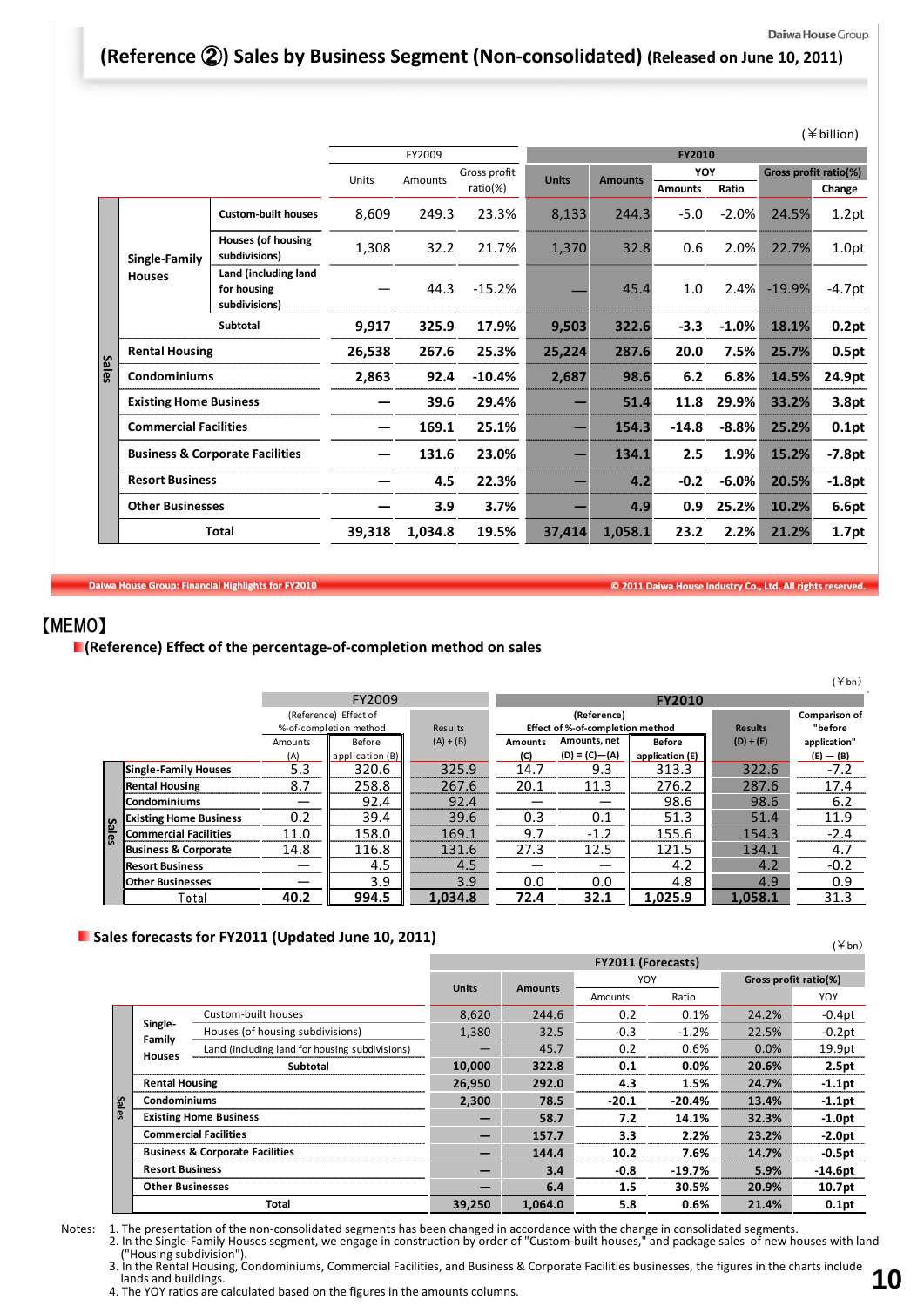# (Reference ②) Sales by Business Segment (Non-consolidated) (Released on June 10, 2011)

(￥billion)

| | | | FY2009 | | | FY2010 | | | | | |
|---|---|---|---|---|---|---|---|---|---|---|---|
| | | | Units | Amounts | Gross profit ratio(%) | Units | Amounts | YOY | | Gross profit ratio(%) | |
| | | | | | | | | Amounts | Ratio | | Change |
| Sales | Single-Family Houses | Custom-built houses | 8,609 | 249.3 | 23.3% | 8,133 | 244.3 | -5.0 | -2.0% | 24.5% | 1.2pt |
| | | Houses (of housing subdivisions) | 1,308 | 32.2 | 21.7% | 1,370 | 32.8 | 0.6 | 2.0% | 22.7% | 1.0pt |
| | | Land (including land for housing subdivisions) | — | 44.3 | -15.2% | — | 45.4 | 1.0 | 2.4% | -19.9% | -4.7pt |
| | | Subtotal | 9,917 | 325.9 | 17.9% | 9,503 | 322.6 | -3.3 | -1.0% | 18.1% | 0.2pt |
| | Rental Housing | | 26,538 | 267.6 | 25.3% | 25,224 | 287.6 | 20.0 | 7.5% | 25.7% | 0.5pt |
| | Condominiums | | 2,863 | 92.4 | -10.4% | 2,687 | 98.6 | 6.2 | 6.8% | 14.5% | 24.9pt |
| | Existing Home Business | | — | 39.6 | 29.4% | — | 51.4 | 11.8 | 29.9% | 33.2% | 3.8pt |
| | Commercial Facilities | | — | 169.1 | 25.1% | — | 154.3 | -14.8 | -8.8% | 25.2% | 0.1pt |
| | Business & Corporate Facilities | | — | 131.6 | 23.0% | — | 134.1 | 2.5 | 1.9% | 15.2% | -7.8pt |
| | Resort Business | | — | 4.5 | 22.3% | — | 4.2 | -0.2 | -6.0% | 20.5% | -1.8pt |
| | Other Businesses | | — | 3.9 | 3.7% | — | 4.9 | 0.9 | 25.2% | 10.2% | 6.6pt |
| | Total | | 39,318 | 1,034.8 | 19.5% | 37,414 | 1,058.1 | 23.2 | 2.2% | 21.2% | 1.7pt |

【MEMO】

**(Reference) Effect of the percentage-of-completion method on sales**

(￥bn)

| | | FY2009 | | | FY2010 | | | | |
|---|---|---|---|---|---|---|---|---|---|
| | | (Reference) Effect of %-of-completion method Amounts (A) | Before application (B) | Results (A) + (B) | (Reference) Effect of %-of-completion method Amounts (C) | Amounts, net (D) = (C)−(A) | Before application (E) | Results (D) + (E) | Comparison of "before application" (E) − (B) |
| Sales | Single-Family Houses | 5.3 | 320.6 | 325.9 | 14.7 | 9.3 | 313.3 | 322.6 | -7.2 |
| | Rental Housing | 8.7 | 258.8 | 267.6 | 20.1 | 11.3 | 276.2 | 287.6 | 17.4 |
| | Condominiums | — | 92.4 | 92.4 | — | — | 98.6 | 98.6 | 6.2 |
| | Existing Home Business | 0.2 | 39.4 | 39.6 | 0.3 | 0.1 | 51.3 | 51.4 | 11.9 |
| | Commercial Facilities | 11.0 | 158.0 | 169.1 | 9.7 | -1.2 | 155.6 | 154.3 | -2.4 |
| | Business & Corporate | 14.8 | 116.8 | 131.6 | 27.3 | 12.5 | 121.5 | 134.1 | 4.7 |
| | Resort Business | — | 4.5 | 4.5 | — | — | 4.2 | 4.2 | -0.2 |
| | Other Businesses | — | 3.9 | 3.9 | 0.0 | 0.0 | 4.8 | 4.9 | 0.9 |
| | Total | 40.2 | 994.5 | 1,034.8 | 72.4 | 32.1 | 1,025.9 | 1,058.1 | 31.3 |

**Sales forecasts for FY2011 (Updated June 10, 2011)**

(￥bn)

| | | | FY2011 (Forecasts) | | | | | |
|---|---|---|---|---|---|---|---|---|
| | | | Units | Amounts | YOY | | Gross profit ratio(%) | |
| | | | | | Amounts | Ratio | | YOY |
| Sales | Single-Family Houses | Custom-built houses | 8,620 | 244.6 | 0.2 | 0.1% | 24.2% | -0.4pt |
| | | Houses (of housing subdivisions) | 1,380 | 32.5 | -0.3 | -1.2% | 22.5% | -0.2pt |
| | | Land (including land for housing subdivisions) | — | 45.7 | 0.2 | 0.6% | 0.0% | 19.9pt |
| | | Subtotal | 10,000 | 322.8 | 0.1 | 0.0% | 20.6% | 2.5pt |
| | Rental Housing | | 26,950 | 292.0 | 4.3 | 1.5% | 24.7% | -1.1pt |
| | Condominiums | | 2,300 | 78.5 | -20.1 | -20.4% | 13.4% | -1.1pt |
| | Existing Home Business | | — | 58.7 | 7.2 | 14.1% | 32.3% | -1.0pt |
| | Commercial Facilities | | — | 157.7 | 3.3 | 2.2% | 23.2% | -2.0pt |
| | Business & Corporate Facilities | | — | 144.4 | 10.2 | 7.6% | 14.7% | -0.5pt |
| | Resort Business | | — | 3.4 | -0.8 | -19.7% | 5.9% | -14.6pt |
| | Other Businesses | | — | 6.4 | 1.5 | 30.5% | 20.9% | 10.7pt |
| | Total | | 39,250 | 1,064.0 | 5.8 | 0.6% | 21.4% | 0.1pt |

Notes:
1. The presentation of the non-consolidated segments has been changed in accordance with the change in consolidated segments.
2. In the Single-Family Houses segment, we engage in construction by order of "Custom-built houses," and package sales of new houses with land ("Housing subdivision").
3. In the Rental Housing, Condominiums, Commercial Facilities, and Business & Corporate Facilities businesses, the figures in the charts include lands and buildings.
4. The YOY ratios are calculated based on the figures in the amounts columns.